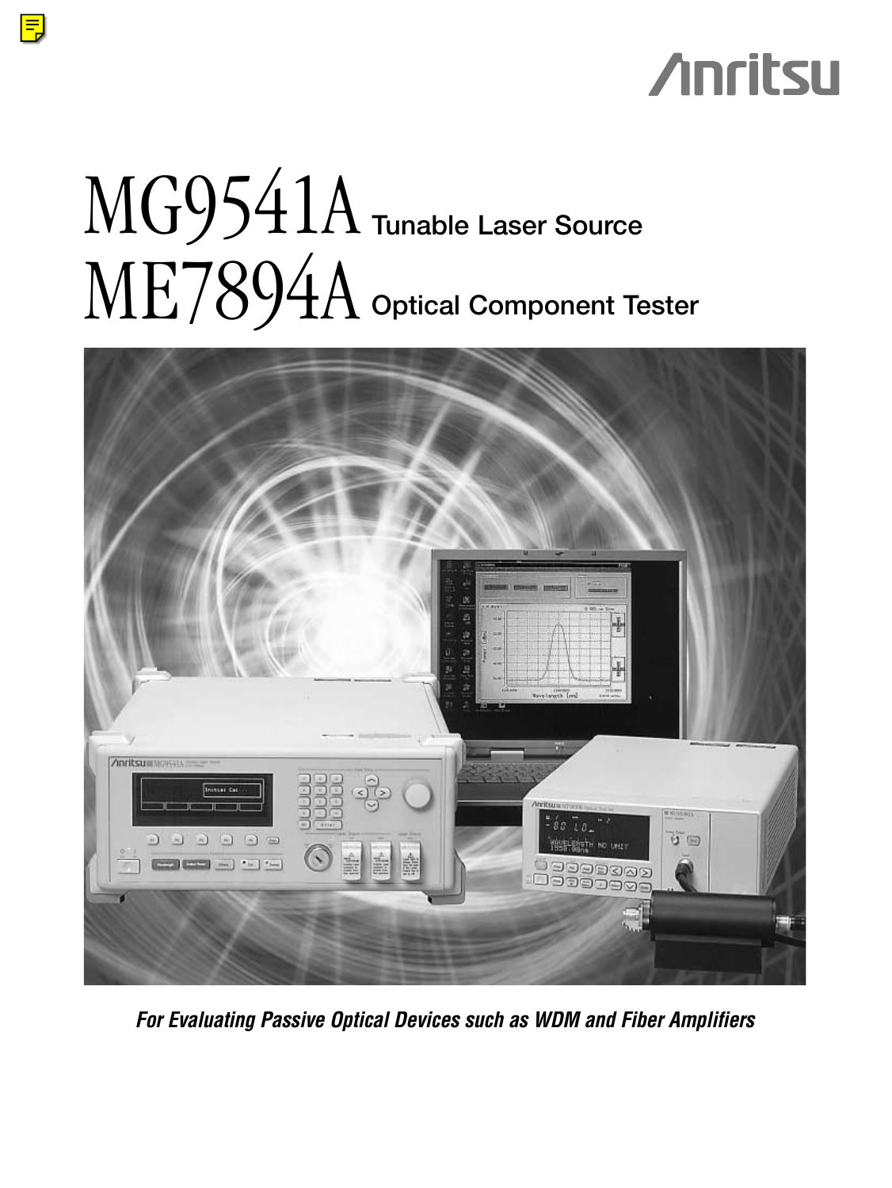Anritsu

# MG9541A Tunable Laser Source

# ME7894A Optical Component Tester

***For Evaluating Passive Optical Devices such as WDM and Fiber Amplifiers***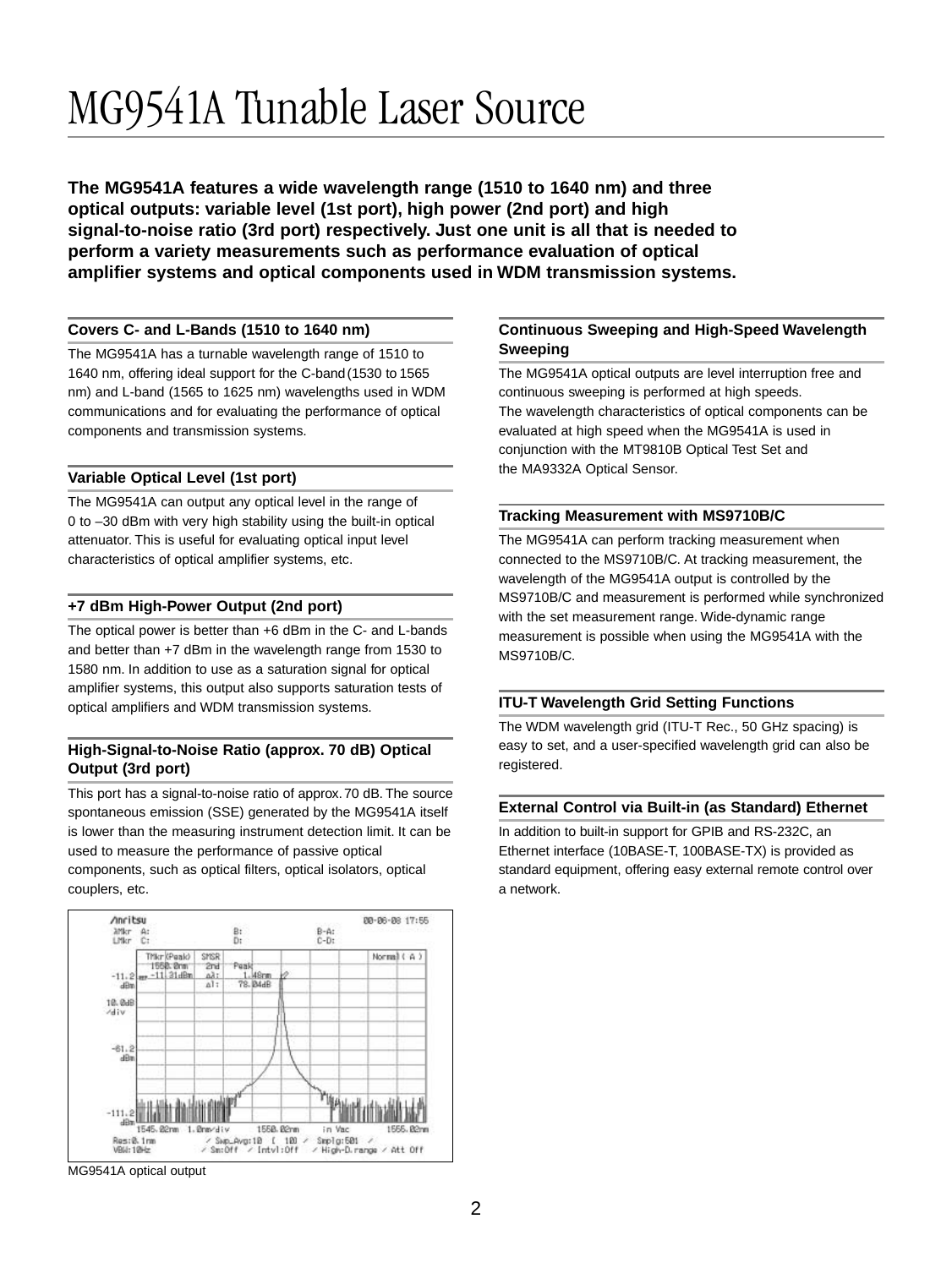# MG9541A Tunable Laser Source

**The MG9541A features a wide wavelength range (1510 to 1640 nm) and three optical outputs: variable level (1st port), high power (2nd port) and high signal-to-noise ratio (3rd port) respectively. Just one unit is all that is needed to perform a variety measurements such as performance evaluation of optical amplifier systems and optical components used in WDM transmission systems.**

### Covers C- and L-Bands (1510 to 1640 nm)

The MG9541A has a turnable wavelength range of 1510 to 1640 nm, offering ideal support for the C-band (1530 to 1565 nm) and L-band (1565 to 1625 nm) wavelengths used in WDM communications and for evaluating the performance of optical components and transmission systems.

### Variable Optical Level (1st port)

The MG9541A can output any optical level in the range of 0 to –30 dBm with very high stability using the built-in optical attenuator. This is useful for evaluating optical input level characteristics of optical amplifier systems, etc.

### +7 dBm High-Power Output (2nd port)

The optical power is better than +6 dBm in the C- and L-bands and better than +7 dBm in the wavelength range from 1530 to 1580 nm. In addition to use as a saturation signal for optical amplifier systems, this output also supports saturation tests of optical amplifiers and WDM transmission systems.

### High-Signal-to-Noise Ratio (approx. 70 dB) Optical Output (3rd port)

This port has a signal-to-noise ratio of approx. 70 dB. The source spontaneous emission (SSE) generated by the MG9541A itself is lower than the measuring instrument detection limit. It can be used to measure the performance of passive optical components, such as optical filters, optical isolators, optical couplers, etc.

MG9541A optical output

### Continuous Sweeping and High-Speed Wavelength Sweeping

The MG9541A optical outputs are level interruption free and continuous sweeping is performed at high speeds.
The wavelength characteristics of optical components can be evaluated at high speed when the MG9541A is used in conjunction with the MT9810B Optical Test Set and the MA9332A Optical Sensor.

### Tracking Measurement with MS9710B/C

The MG9541A can perform tracking measurement when connected to the MS9710B/C. At tracking measurement, the wavelength of the MG9541A output is controlled by the MS9710B/C and measurement is performed while synchronized with the set measurement range. Wide-dynamic range measurement is possible when using the MG9541A with the MS9710B/C.

### ITU-T Wavelength Grid Setting Functions

The WDM wavelength grid (ITU-T Rec., 50 GHz spacing) is easy to set, and a user-specified wavelength grid can also be registered.

### External Control via Built-in (as Standard) Ethernet

In addition to built-in support for GPIB and RS-232C, an Ethernet interface (10BASE-T, 100BASE-TX) is provided as standard equipment, offering easy external remote control over a network.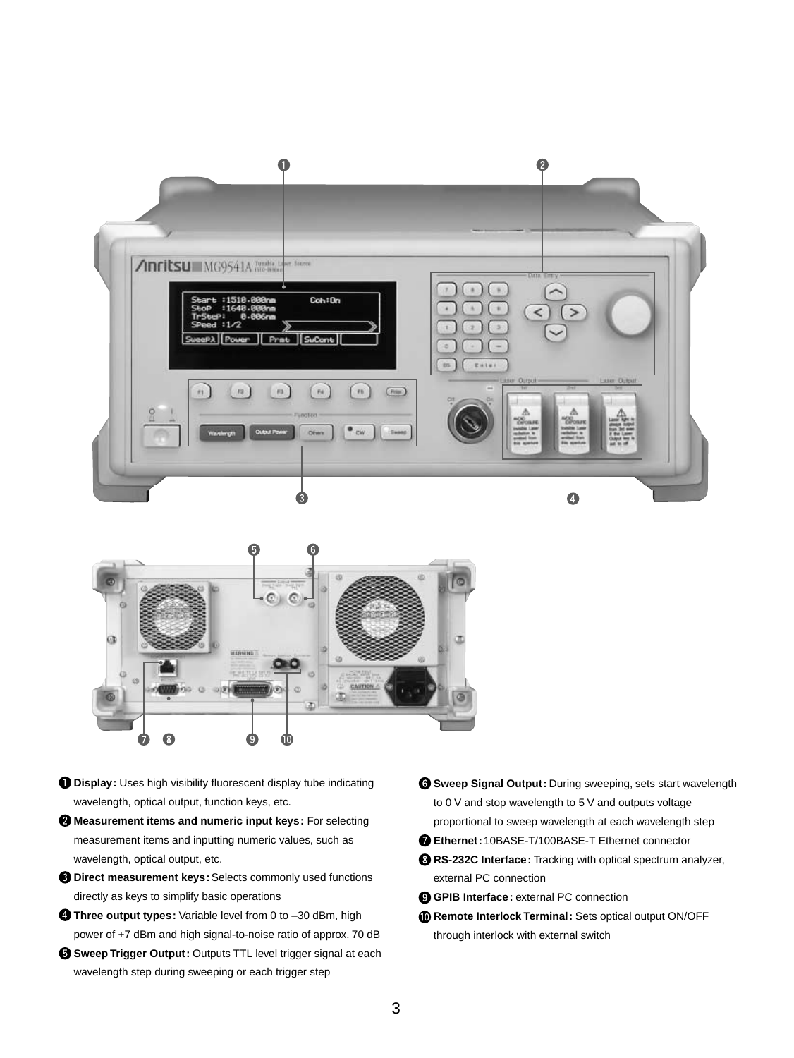❶ **Display:** Uses high visibility fluorescent display tube indicating wavelength, optical output, function keys, etc.

❷ **Measurement items and numeric input keys:** For selecting measurement items and inputting numeric values, such as wavelength, optical output, etc.

❸ **Direct measurement keys:** Selects commonly used functions directly as keys to simplify basic operations

❹ **Three output types:** Variable level from 0 to –30 dBm, high power of +7 dBm and high signal-to-noise ratio of approx. 70 dB

❺ **Sweep Trigger Output:** Outputs TTL level trigger signal at each wavelength step during sweeping or each trigger step

❻ **Sweep Signal Output:** During sweeping, sets start wavelength to 0 V and stop wavelength to 5 V and outputs voltage proportional to sweep wavelength at each wavelength step

❼ **Ethernet:** 10BASE-T/100BASE-T Ethernet connector

❽ **RS-232C Interface:** Tracking with optical spectrum analyzer, external PC connection

❾ **GPIB Interface:** external PC connection

❿ **Remote Interlock Terminal:** Sets optical output ON/OFF through interlock with external switch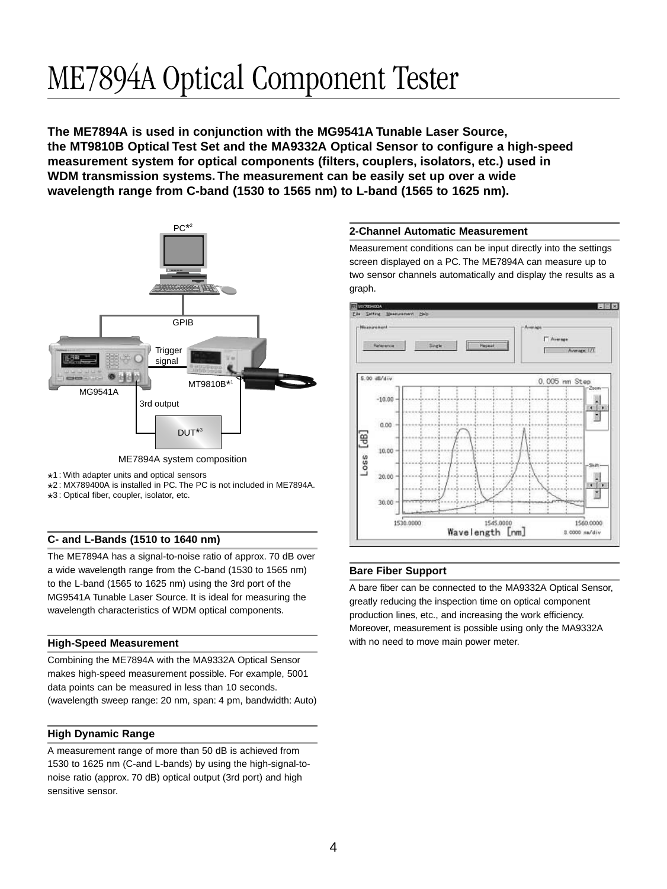# ME7894A Optical Component Tester

**The ME7894A is used in conjunction with the MG9541A Tunable Laser Source, the MT9810B Optical Test Set and the MA9332A Optical Sensor to configure a high-speed measurement system for optical components (filters, couplers, isolators, etc.) used in WDM transmission systems. The measurement can be easily set up over a wide wavelength range from C-band (1530 to 1565 nm) to L-band (1565 to 1625 nm).**

ME7894A system composition

*1 : With adapter units and optical sensors
*2 : MX789400A is installed in PC. The PC is not included in ME7894A.
*3 : Optical fiber, coupler, isolator, etc.

### C- and L-Bands (1510 to 1640 nm)

The ME7894A has a signal-to-noise ratio of approx. 70 dB over a wide wavelength range from the C-band (1530 to 1565 nm) to the L-band (1565 to 1625 nm) using the 3rd port of the MG9541A Tunable Laser Source. It is ideal for measuring the wavelength characteristics of WDM optical components.

### High-Speed Measurement

Combining the ME7894A with the MA9332A Optical Sensor makes high-speed measurement possible. For example, 5001 data points can be measured in less than 10 seconds. (wavelength sweep range: 20 nm, span: 4 pm, bandwidth: Auto)

### High Dynamic Range

A measurement range of more than 50 dB is achieved from 1530 to 1625 nm (C-and L-bands) by using the high-signal-to-noise ratio (approx. 70 dB) optical output (3rd port) and high sensitive sensor.

### 2-Channel Automatic Measurement

Measurement conditions can be input directly into the settings screen displayed on a PC. The ME7894A can measure up to two sensor channels automatically and display the results as a graph.

### Bare Fiber Support

A bare fiber can be connected to the MA9332A Optical Sensor, greatly reducing the inspection time on optical component production lines, etc., and increasing the work efficiency. Moreover, measurement is possible using only the MA9332A with no need to move main power meter.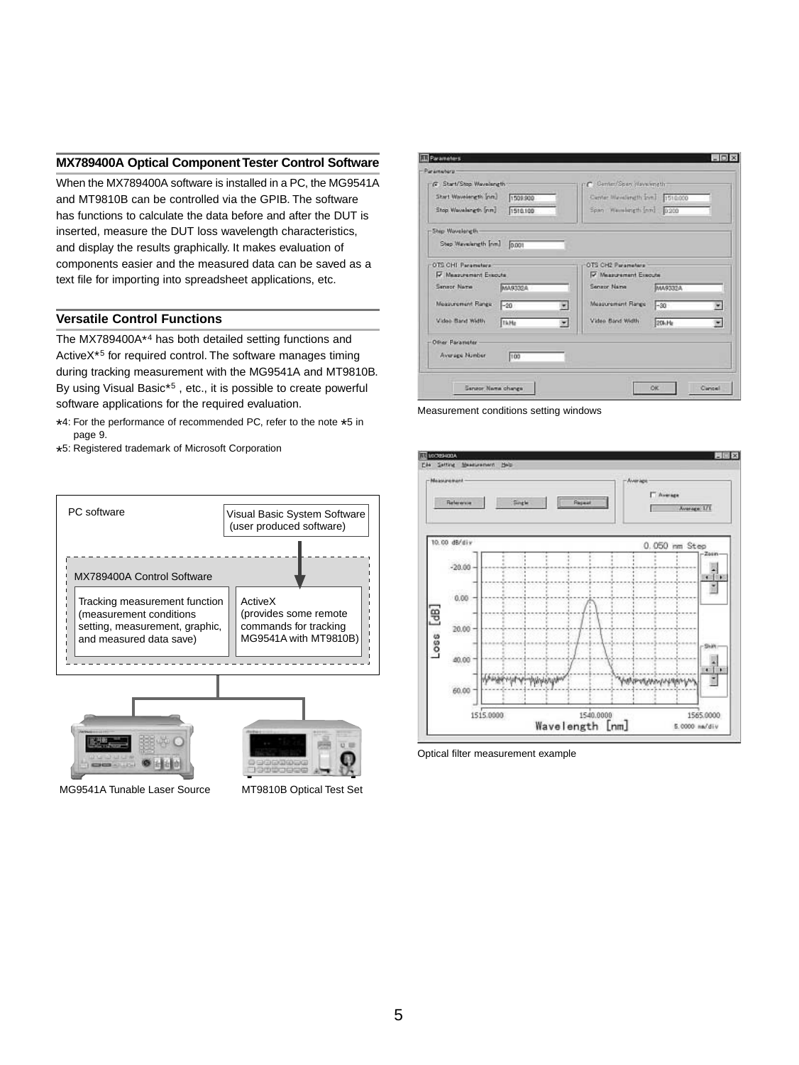## MX789400A Optical Component Tester Control Software

When the MX789400A software is installed in a PC, the MG9541A and MT9810B can be controlled via the GPIB. The software has functions to calculate the data before and after the DUT is inserted, measure the DUT loss wavelength characteristics, and display the results graphically. It makes evaluation of components easier and the measured data can be saved as a text file for importing into spreadsheet applications, etc.

## Versatile Control Functions

The MX789400A*4 has both detailed setting functions and ActiveX*5 for required control. The software manages timing during tracking measurement with the MG9541A and MT9810B. By using Visual Basic*5 , etc., it is possible to create powerful software applications for the required evaluation.

*4: For the performance of recommended PC, refer to the note *5 in page 9.

*5: Registered trademark of Microsoft Corporation

PC software

Visual Basic System Software (user produced software)

MX789400A Control Software

Tracking measurement function (measurement conditions setting, measurement, graphic, and measured data save)

ActiveX (provides some remote commands for tracking MG9541A with MT9810B)

MG9541A Tunable Laser Source

MT9810B Optical Test Set

Measurement conditions setting windows

Optical filter measurement example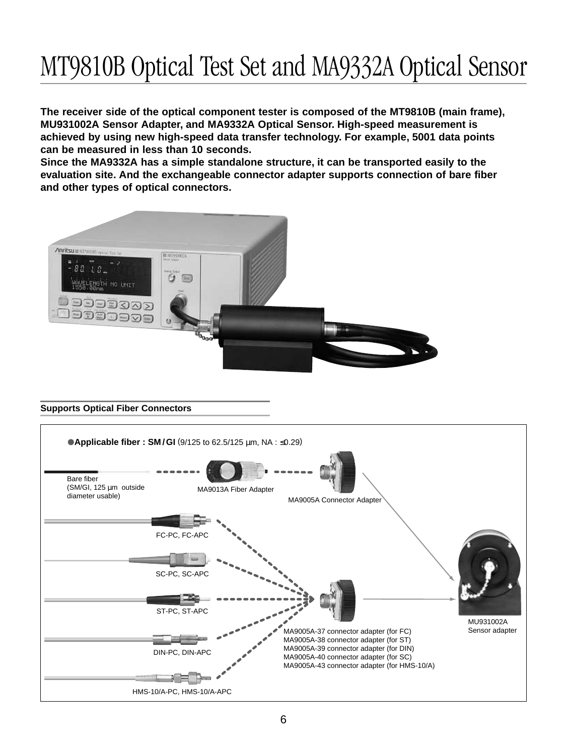# MT9810B Optical Test Set and MA9332A Optical Sensor

**The receiver side of the optical component tester is composed of the MT9810B (main frame), MU931002A Sensor Adapter, and MA9332A Optical Sensor. High-speed measurement is achieved by using new high-speed data transfer technology. For example, 5001 data points can be measured in less than 10 seconds.**
**Since the MA9332A has a simple standalone structure, it can be transported easily to the evaluation site. And the exchangeable connector adapter supports connection of bare fiber and other types of optical connectors.**

## Supports Optical Fiber Connectors

●**Applicable fiber : SM / GI** (9/125 to 62.5/125 µm, NA : ≤0.29)

Bare fiber
(SM/GI, 125 µm outside diameter usable)

MA9013A Fiber Adapter

MA9005A Connector Adapter

FC-PC, FC-APC

SC-PC, SC-APC

ST-PC, ST-APC

DIN-PC, DIN-APC

HMS-10/A-PC, HMS-10/A-APC

MA9005A-37 connector adapter (for FC)
MA9005A-38 connector adapter (for ST)
MA9005A-39 connector adapter (for DIN)
MA9005A-40 connector adapter (for SC)
MA9005A-43 connector adapter (for HMS-10/A)

MU931002A
Sensor adapter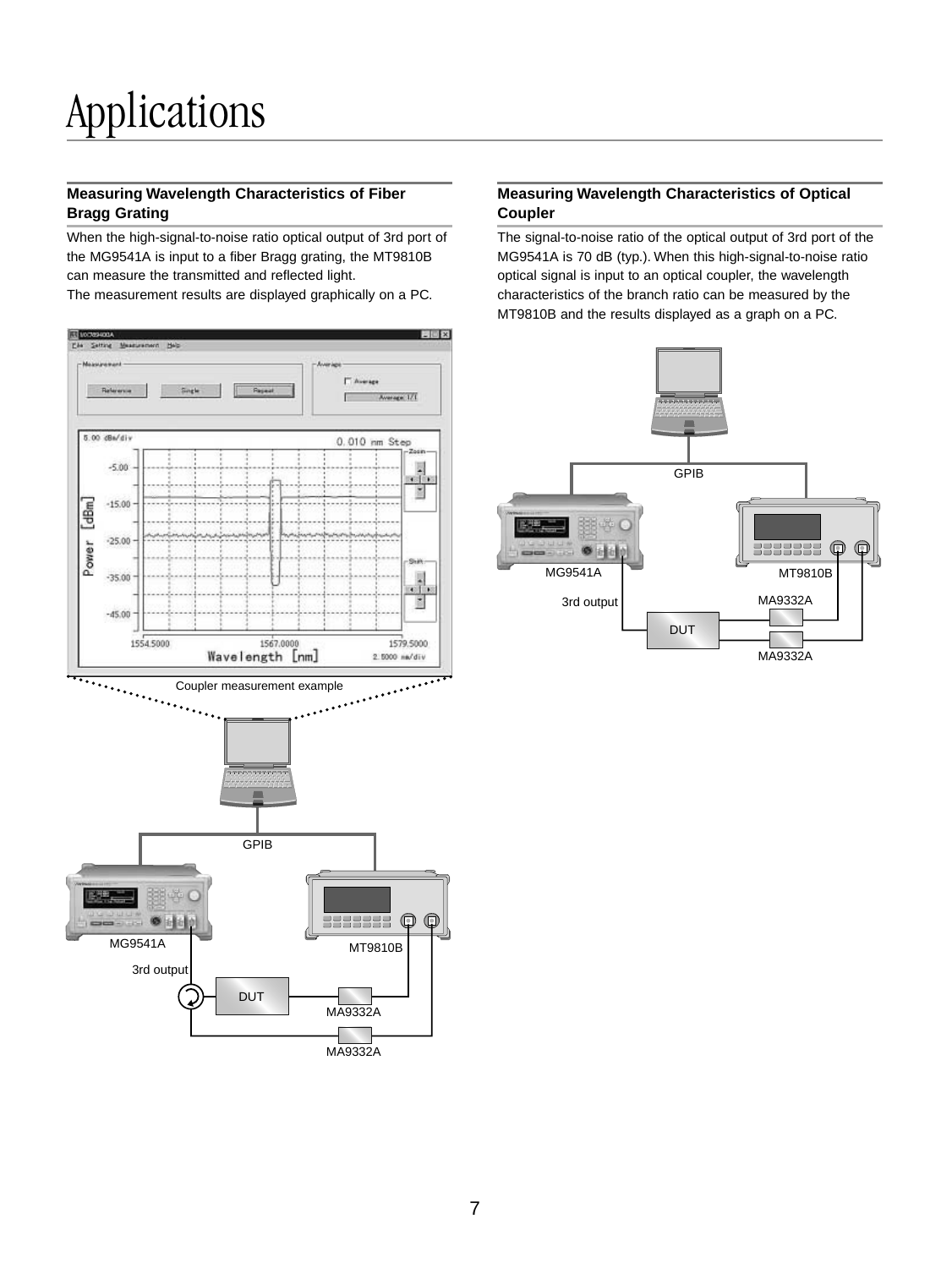# Applications

## Measuring Wavelength Characteristics of Fiber Bragg Grating

When the high-signal-to-noise ratio optical output of 3rd port of the MG9541A is input to a fiber Bragg grating, the MT9810B can measure the transmitted and reflected light.
The measurement results are displayed graphically on a PC.

Coupler measurement example

GPIB

MG9541A

MT9810B

3rd output

DUT

MA9332A

MA9332A

## Measuring Wavelength Characteristics of Optical Coupler

The signal-to-noise ratio of the optical output of 3rd port of the MG9541A is 70 dB (typ.). When this high-signal-to-noise ratio optical signal is input to an optical coupler, the wavelength characteristics of the branch ratio can be measured by the MT9810B and the results displayed as a graph on a PC.

GPIB

MG9541A

MT9810B

3rd output

MA9332A

DUT

MA9332A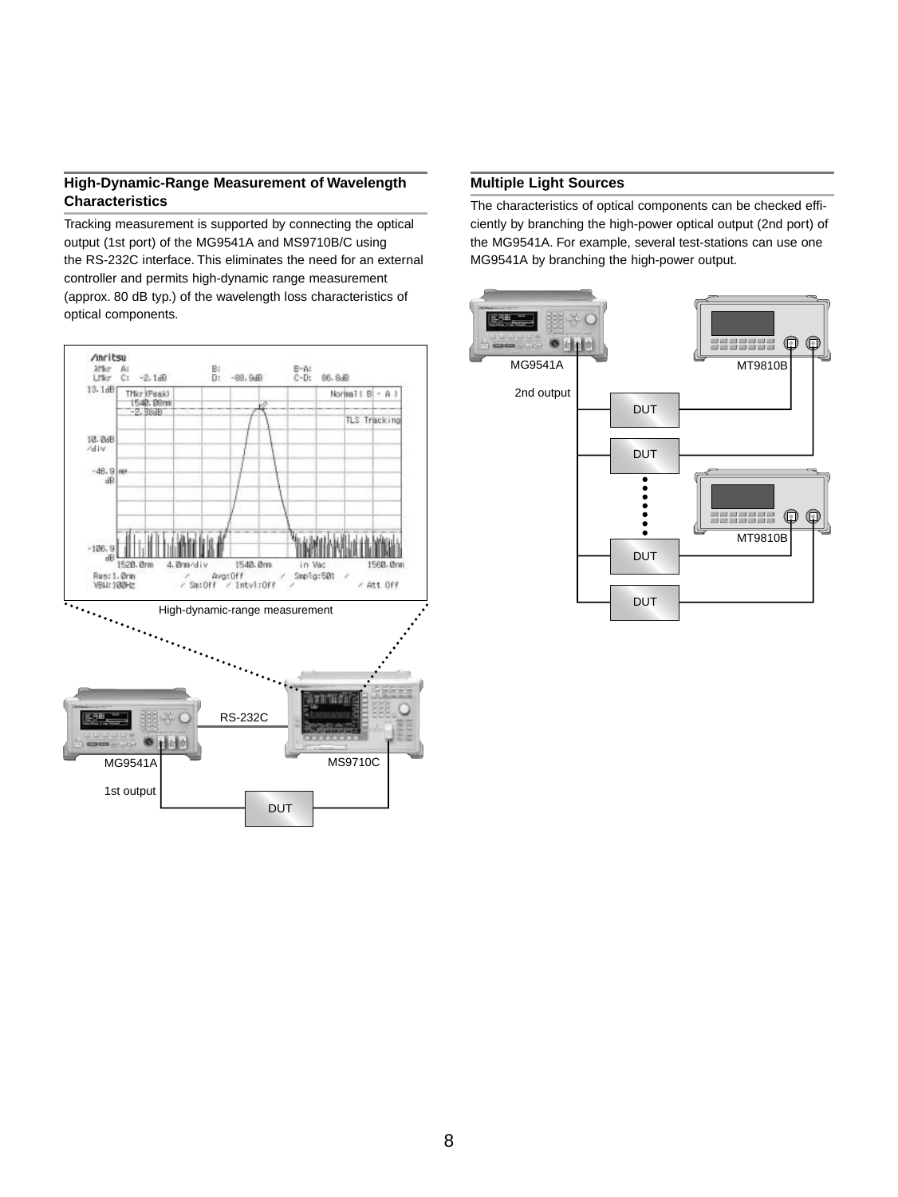## High-Dynamic-Range Measurement of Wavelength Characteristics

Tracking measurement is supported by connecting the optical output (1st port) of the MG9541A and MS9710B/C using the RS-232C interface. This eliminates the need for an external controller and permits high-dynamic range measurement (approx. 80 dB typ.) of the wavelength loss characteristics of optical components.

High-dynamic-range measurement

## Multiple Light Sources

The characteristics of optical components can be checked efficiently by branching the high-power optical output (2nd port) of the MG9541A. For example, several test-stations can use one MG9541A by branching the high-power output.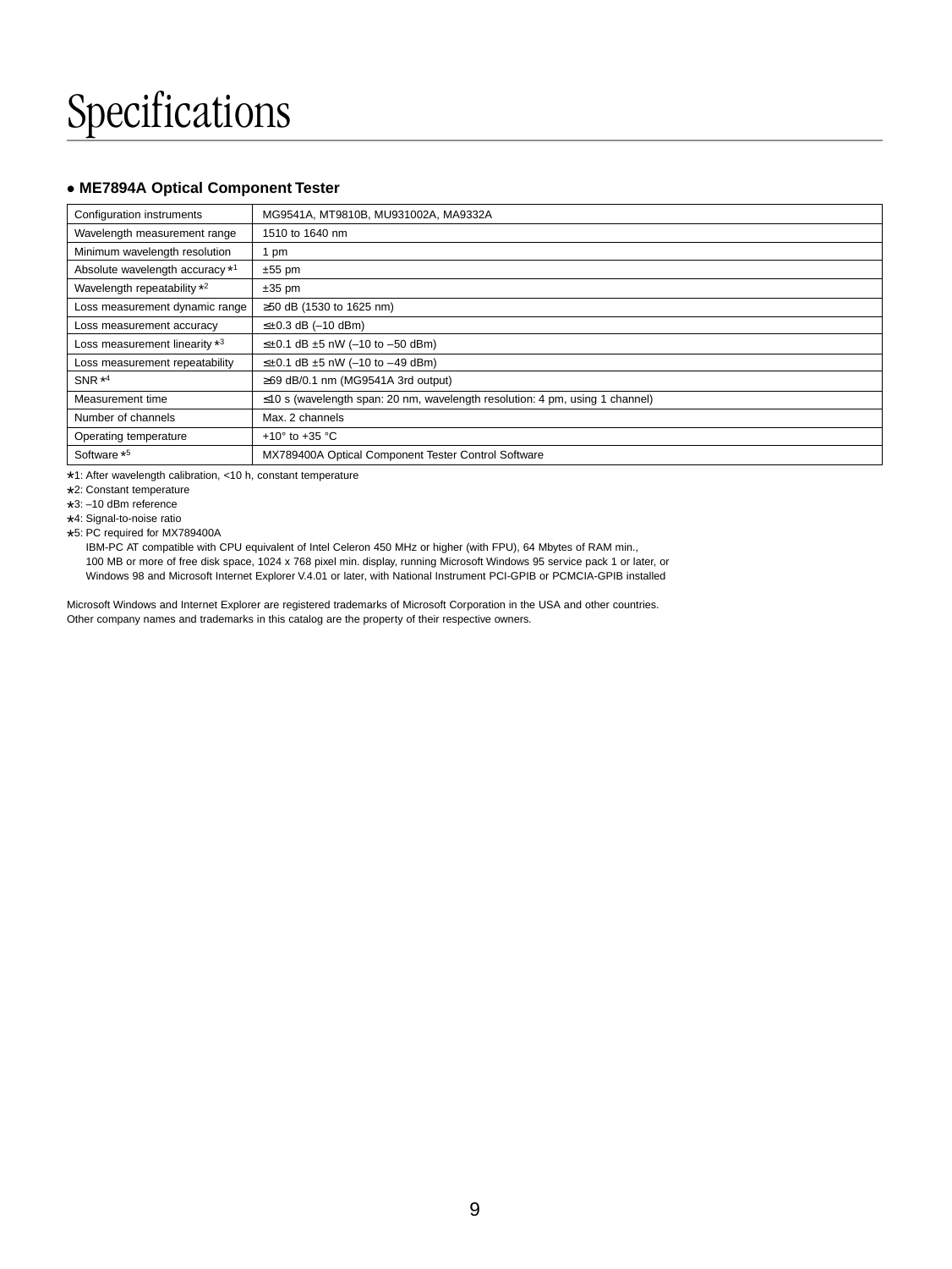# Specifications

## ● ME7894A Optical Component Tester

| Configuration instruments | MG9541A, MT9810B, MU931002A, MA9332A |
|---|---|
| Wavelength measurement range | 1510 to 1640 nm |
| Minimum wavelength resolution | 1 pm |
| Absolute wavelength accuracy *1 | ±55 pm |
| Wavelength repeatability *2 | ±35 pm |
| Loss measurement dynamic range | ≥50 dB (1530 to 1625 nm) |
| Loss measurement accuracy | ≤±0.3 dB (–10 dBm) |
| Loss measurement linearity *3 | ≤±0.1 dB ±5 nW (–10 to –50 dBm) |
| Loss measurement repeatability | ≤±0.1 dB ±5 nW (–10 to –49 dBm) |
| SNR *4 | ≥69 dB/0.1 nm (MG9541A 3rd output) |
| Measurement time | ≤10 s (wavelength span: 20 nm, wavelength resolution: 4 pm, using 1 channel) |
| Number of channels | Max. 2 channels |
| Operating temperature | +10° to +35 °C |
| Software *5 | MX789400A Optical Component Tester Control Software |

*1: After wavelength calibration, <10 h, constant temperature

*2: Constant temperature

*3: –10 dBm reference

*4: Signal-to-noise ratio

*5: PC required for MX789400A
IBM-PC AT compatible with CPU equivalent of Intel Celeron 450 MHz or higher (with FPU), 64 Mbytes of RAM min., 100 MB or more of free disk space, 1024 x 768 pixel min. display, running Microsoft Windows 95 service pack 1 or later, or Windows 98 and Microsoft Internet Explorer V.4.01 or later, with National Instrument PCI-GPIB or PCMCIA-GPIB installed

Microsoft Windows and Internet Explorer are registered trademarks of Microsoft Corporation in the USA and other countries.
Other company names and trademarks in this catalog are the property of their respective owners.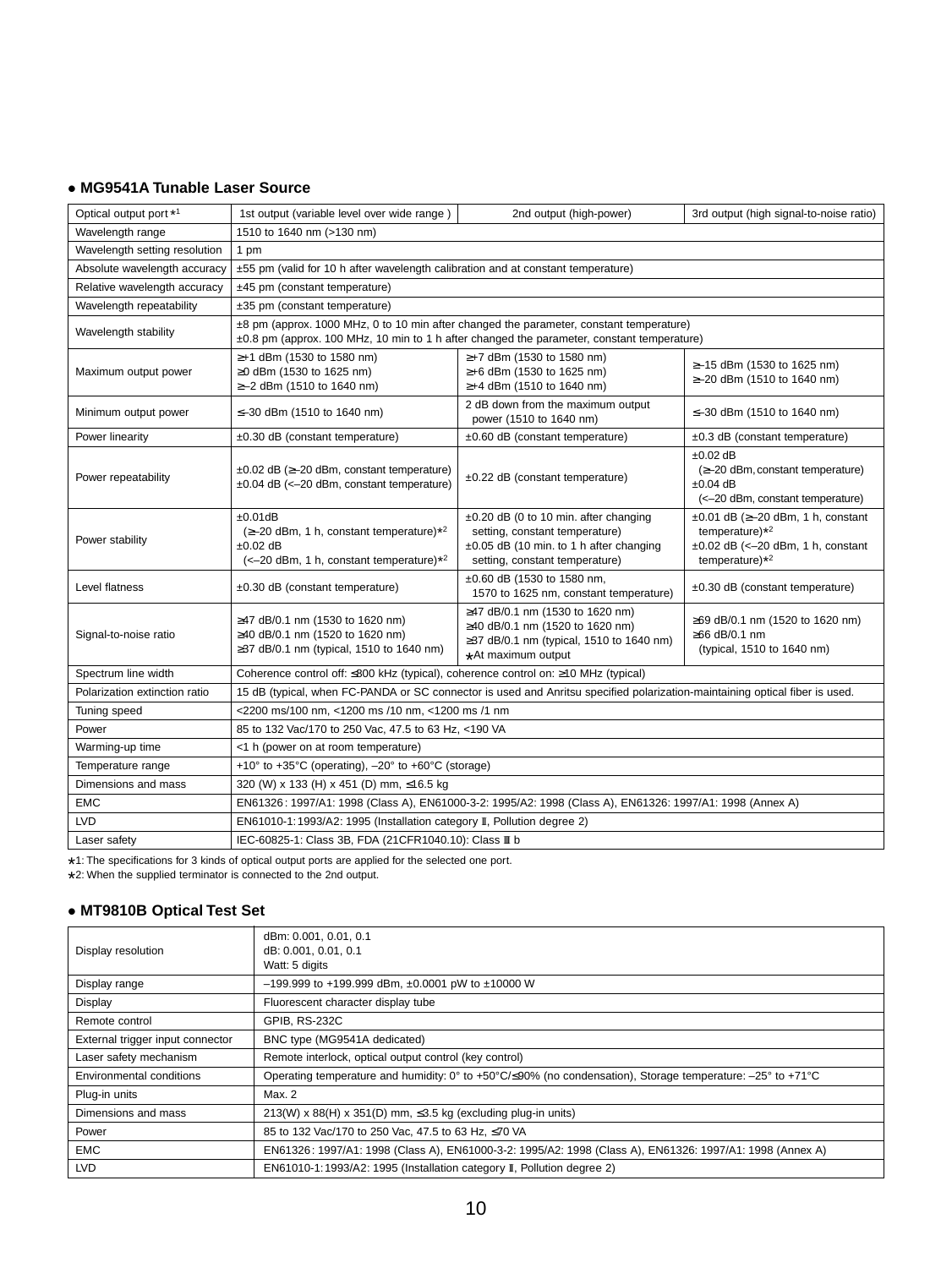## ● MG9541A Tunable Laser Source

| Optical output port *1 | 1st output (variable level over wide range ) | 2nd output (high-power) | 3rd output (high signal-to-noise ratio) |
|---|---|---|---|
| Wavelength range | 1510 to 1640 nm (>130 nm) | | |
| Wavelength setting resolution | 1 pm | | |
| Absolute wavelength accuracy | ±55 pm (valid for 10 h after wavelength calibration and at constant temperature) | | |
| Relative wavelength accuracy | ±45 pm (constant temperature) | | |
| Wavelength repeatability | ±35 pm (constant temperature) | | |
| Wavelength stability | ±8 pm (approx. 1000 MHz, 0 to 10 min after changed the parameter, constant temperature)<br>±0.8 pm (approx. 100 MHz, 10 min to 1 h after changed the parameter, constant temperature) | | |
| Maximum output power | ≥+1 dBm (1530 to 1580 nm)<br>≥0 dBm (1530 to 1625 nm)<br>≥–2 dBm (1510 to 1640 nm) | ≥+7 dBm (1530 to 1580 nm)<br>≥+6 dBm (1530 to 1625 nm)<br>≥+4 dBm (1510 to 1640 nm) | ≥-15 dBm (1530 to 1625 nm)<br>≥-20 dBm (1510 to 1640 nm) |
| Minimum output power | ≤-30 dBm (1510 to 1640 nm) | 2 dB down from the maximum output power (1510 to 1640 nm) | ≤-30 dBm (1510 to 1640 nm) |
| Power linearity | ±0.30 dB (constant temperature) | ±0.60 dB (constant temperature) | ±0.3 dB (constant temperature) |
| Power repeatability | ±0.02 dB (≥–20 dBm, constant temperature)<br>±0.04 dB (<–20 dBm, constant temperature) | ±0.22 dB (constant temperature) | ±0.02 dB (≥–20 dBm, constant temperature)<br>±0.04 dB (<–20 dBm, constant temperature) |
| Power stability | ±0.01dB (≥–20 dBm, 1 h, constant temperature)*2<br>±0.02 dB (<–20 dBm, 1 h, constant temperature)*2 | ±0.20 dB (0 to 10 min. after changing setting, constant temperature)<br>±0.05 dB (10 min. to 1 h after changing setting, constant temperature) | ±0.01 dB (≥–20 dBm, 1 h, constant temperature)*2<br>±0.02 dB (<–20 dBm, 1 h, constant temperature)*2 |
| Level flatness | ±0.30 dB (constant temperature) | ±0.60 dB (1530 to 1580 nm, 1570 to 1625 nm, constant temperature) | ±0.30 dB (constant temperature) |
| Signal-to-noise ratio | ≥47 dB/0.1 nm (1530 to 1620 nm)<br>≥40 dB/0.1 nm (1520 to 1620 nm)<br>≥37 dB/0.1 nm (typical, 1510 to 1640 nm) | ≥47 dB/0.1 nm (1530 to 1620 nm)<br>≥40 dB/0.1 nm (1520 to 1620 nm)<br>≥37 dB/0.1 nm (typical, 1510 to 1640 nm)<br>*At maximum output | ≥69 dB/0.1 nm (1520 to 1620 nm)<br>≥66 dB/0.1 nm (typical, 1510 to 1640 nm) |
| Spectrum line width | Coherence control off: ≤800 kHz (typical), coherence control on: ≥10 MHz (typical) | | |
| Polarization extinction ratio | 15 dB (typical, when FC-PANDA or SC connector is used and Anritsu specified polarization-maintaining optical fiber is used. | | |
| Tuning speed | <2200 ms/100 nm, <1200 ms /10 nm, <1200 ms /1 nm | | |
| Power | 85 to 132 Vac/170 to 250 Vac, 47.5 to 63 Hz, <190 VA | | |
| Warming-up time | <1 h (power on at room temperature) | | |
| Temperature range | +10° to +35°C (operating), –20° to +60°C (storage) | | |
| Dimensions and mass | 320 (W) x 133 (H) x 451 (D) mm, ≤16.5 kg | | |
| EMC | EN61326: 1997/A1: 1998 (Class A), EN61000-3-2: 1995/A2: 1998 (Class A), EN61326: 1997/A1: 1998 (Annex A) | | |
| LVD | EN61010-1: 1993/A2: 1995 (Installation category Ⅱ, Pollution degree 2) | | |
| Laser safety | IEC-60825-1: Class 3B, FDA (21CFR1040.10): Class Ⅲ b | | |

*1: The specifications for 3 kinds of optical output ports are applied for the selected one port.
*2: When the supplied terminator is connected to the 2nd output.

## ● MT9810B Optical Test Set

| Display resolution | dBm: 0.001, 0.01, 0.1<br>dB: 0.001, 0.01, 0.1<br>Watt: 5 digits |
|---|---|
| Display range | –199.999 to +199.999 dBm, ±0.0001 pW to ±10000 W |
| Display | Fluorescent character display tube |
| Remote control | GPIB, RS-232C |
| External trigger input connector | BNC type (MG9541A dedicated) |
| Laser safety mechanism | Remote interlock, optical output control (key control) |
| Environmental conditions | Operating temperature and humidity: 0° to +50°C/≤90% (no condensation), Storage temperature: –25° to +71°C |
| Plug-in units | Max. 2 |
| Dimensions and mass | 213(W) x 88(H) x 351(D) mm, ≤3.5 kg (excluding plug-in units) |
| Power | 85 to 132 Vac/170 to 250 Vac, 47.5 to 63 Hz, ≤70 VA |
| EMC | EN61326: 1997/A1: 1998 (Class A), EN61000-3-2: 1995/A2: 1998 (Class A), EN61326: 1997/A1: 1998 (Annex A) |
| LVD | EN61010-1: 1993/A2: 1995 (Installation category Ⅱ, Pollution degree 2) |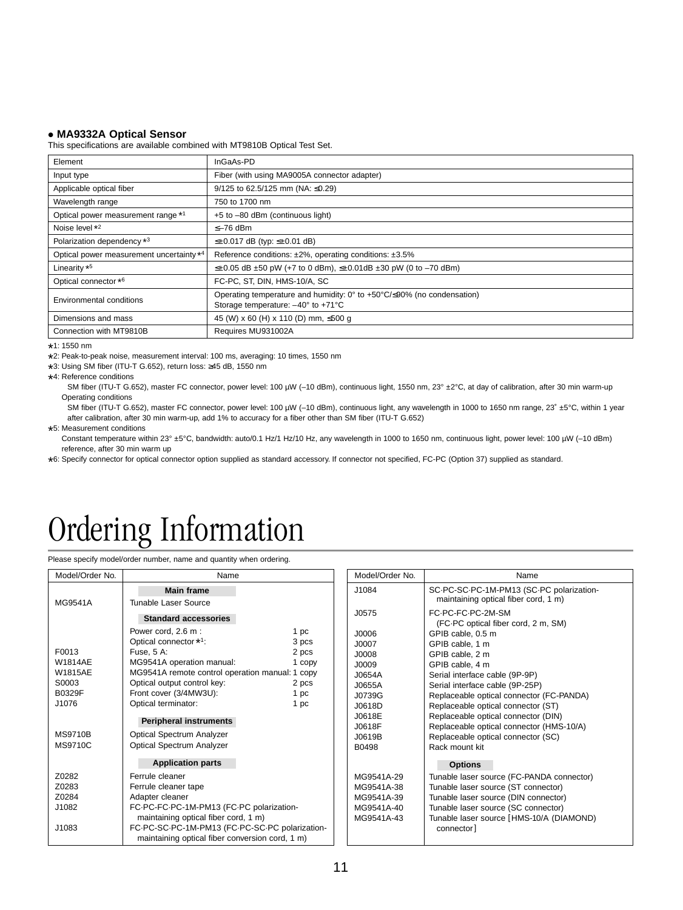### ● MA9332A Optical Sensor

This specifications are available combined with MT9810B Optical Test Set.

| | |
|---|---|
| Element | InGaAs-PD |
| Input type | Fiber (with using MA9005A connector adapter) |
| Applicable optical fiber | 9/125 to 62.5/125 mm (NA: ≤0.29) |
| Wavelength range | 750 to 1700 nm |
| Optical power measurement range *1 | +5 to –80 dBm (continuous light) |
| Noise level *2 | ≤–76 dBm |
| Polarization dependency *3 | ≤±0.017 dB (typ: ≤±0.01 dB) |
| Optical power measurement uncertainty *4 | Reference conditions: ±2%, operating conditions: ±3.5% |
| Linearity *5 | ≤±0.05 dB ±50 pW (+7 to 0 dBm), ≤±0.01dB ±30 pW (0 to –70 dBm) |
| Optical connector *6 | FC-PC, ST, DIN, HMS-10/A, SC |
| Environmental conditions | Operating temperature and humidity: 0° to +50°C/≤90% (no condensation)<br>Storage temperature: –40° to +71°C |
| Dimensions and mass | 45 (W) x 60 (H) x 110 (D) mm, ≤500 g |
| Connection with MT9810B | Requires MU931002A |

*1: 1550 nm

*2: Peak-to-peak noise, measurement interval: 100 ms, averaging: 10 times, 1550 nm

*3: Using SM fiber (ITU-T G.652), return loss: ≥45 dB, 1550 nm

*4: Reference conditions
SM fiber (ITU-T G.652), master FC connector, power level: 100 µW (–10 dBm), continuous light, 1550 nm, 23° ±2°C, at day of calibration, after 30 min warm-up
Operating conditions
SM fiber (ITU-T G.652), master FC connector, power level: 100 µW (–10 dBm), continuous light, any wavelength in 1000 to 1650 nm range, 23° ±5°C, within 1 year after calibration, after 30 min warm-up, add 1% to accuracy for a fiber other than SM fiber (ITU-T G.652)

*5: Measurement conditions
Constant temperature within 23° ±5°C, bandwidth: auto/0.1 Hz/1 Hz/10 Hz, any wavelength in 1000 to 1650 nm, continuous light, power level: 100 µW (–10 dBm) reference, after 30 min warm up

*6: Specify connector for optical connector option supplied as standard accessory. If connector not specified, FC-PC (Option 37) supplied as standard.

# Ordering Information

Please specify model/order number, name and quantity when ordering.

| Model/Order No. | Name | |
|---|---|---|
| | **Main frame** | |
| MG9541A | Tunable Laser Source | |
| | **Standard accessories** | |
| | Power cord, 2.6 m : | 1 pc |
| | Optical connector *1: | 3 pcs |
| F0013 | Fuse, 5 A: | 2 pcs |
| W1814AE | MG9541A operation manual: | 1 copy |
| W1815AE | MG9541A remote control operation manual: | 1 copy |
| S0003 | Optical output control key: | 2 pcs |
| B0329F | Front cover (3/4MW3U): | 1 pc |
| J1076 | Optical terminator: | 1 pc |
| | **Peripheral instruments** | |
| MS9710B | Optical Spectrum Analyzer | |
| MS9710C | Optical Spectrum Analyzer | |
| | **Application parts** | |
| Z0282 | Ferrule cleaner | |
| Z0283 | Ferrule cleaner tape | |
| Z0284 | Adapter cleaner | |
| J1082 | FC·PC-FC·PC-1M-PM13 (FC·PC polarization-maintaining optical fiber cord, 1 m) | |
| J1083 | FC·PC-SC·PC-1M-PM13 (FC·PC-SC·PC polarization-maintaining optical fiber conversion cord, 1 m) | |
| J1084 | SC·PC-SC·PC-1M-PM13 (SC·PC polarization-maintaining optical fiber cord, 1 m) | |
| J0575 | FC·PC-FC·PC-2M-SM (FC·PC optical fiber cord, 2 m, SM) | |
| J0006 | GPIB cable, 0.5 m | |
| J0007 | GPIB cable, 1 m | |
| J0008 | GPIB cable, 2 m | |
| J0009 | GPIB cable, 4 m | |
| J0654A | Serial interface cable (9P-9P) | |
| J0655A | Serial interface cable (9P-25P) | |
| J0739G | Replaceable optical connector (FC-PANDA) | |
| J0618D | Replaceable optical connector (ST) | |
| J0618E | Replaceable optical connector (DIN) | |
| J0618F | Replaceable optical connector (HMS-10/A) | |
| J0619B | Replaceable optical connector (SC) | |
| B0498 | Rack mount kit | |
| | **Options** | |
| MG9541A-29 | Tunable laser source (FC-PANDA connector) | |
| MG9541A-38 | Tunable laser source (ST connector) | |
| MG9541A-39 | Tunable laser source (DIN connector) | |
| MG9541A-40 | Tunable laser source (SC connector) | |
| MG9541A-43 | Tunable laser source [HMS-10/A (DIAMOND) connector] | |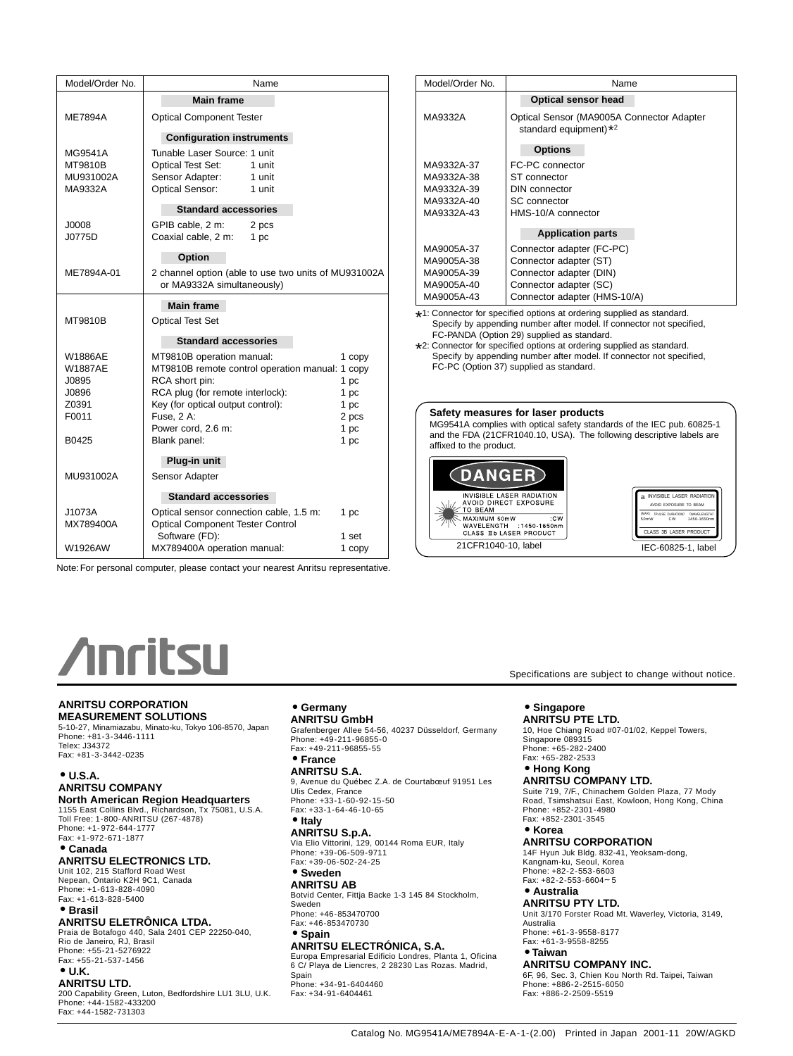| Model/Order No. | Name | |
|---|---|---|
| | **Main frame** | |
| ME7894A | Optical Component Tester | |
| | **Configuration instruments** | |
| MG9541A | Tunable Laser Source: 1 unit | |
| MT9810B | Optical Test Set: 1 unit | |
| MU931002A | Sensor Adapter: 1 unit | |
| MA9332A | Optical Sensor: 1 unit | |
| | **Standard accessories** | |
| J0008 | GPIB cable, 2 m: 2 pcs | |
| J0775D | Coaxial cable, 2 m: 1 pc | |
| | **Option** | |
| ME7894A-01 | 2 channel option (able to use two units of MU931002A or MA9332A simultaneously) | |
| | **Main frame** | |
| MT9810B | Optical Test Set | |
| | **Standard accessories** | |
| W1886AE | MT9810B operation manual: | 1 copy |
| W1887AE | MT9810B remote control operation manual: | 1 copy |
| J0895 | RCA short pin: | 1 pc |
| J0896 | RCA plug (for remote interlock): | 1 pc |
| Z0391 | Key (for optical output control): | 1 pc |
| F0011 | Fuse, 2 A: | 2 pcs |
| | Power cord, 2.6 m: | 1 pc |
| B0425 | Blank panel: | 1 pc |
| | **Plug-in unit** | |
| MU931002A | Sensor Adapter | |
| | **Standard accessories** | |
| J1073A | Optical sensor connection cable, 1.5 m: | 1 pc |
| MX789400A | Optical Component Tester Control Software (FD): | 1 set |
| W1926AW | MX789400A operation manual: | 1 copy |

Note: For personal computer, please contact your nearest Anritsu representative.

| Model/Order No. | Name |
|---|---|
| | **Optical sensor head** |
| MA9332A | Optical Sensor (MA9005A Connector Adapter standard equipment)*2 |
| | **Options** |
| MA9332A-37 | FC-PC connector |
| MA9332A-38 | ST connector |
| MA9332A-39 | DIN connector |
| MA9332A-40 | SC connector |
| MA9332A-43 | HMS-10/A connector |
| | **Application parts** |
| MA9005A-37 | Connector adapter (FC-PC) |
| MA9005A-38 | Connector adapter (ST) |
| MA9005A-39 | Connector adapter (DIN) |
| MA9005A-40 | Connector adapter (SC) |
| MA9005A-43 | Connector adapter (HMS-10/A) |

*1: Connector for specified options at ordering supplied as standard. Specify by appending number after model. If connector not specified, FC-PANDA (Option 29) supplied as standard.

*2: Connector for specified options at ordering supplied as standard. Specify by appending number after model. If connector not specified, FC-PC (Option 37) supplied as standard.

**Safety measures for laser products**

MG9541A complies with optical safety standards of the IEC pub. 60825-1 and the FDA (21CFR1040.10, USA). The following descriptive labels are affixed to the product.

DANGER
INVISIBLE LASER RADIATION
AVOID DIRECT EXPOSURE TO BEAM
MAXIMUM 50mW :CW
WAVELENGTH :1450-1650nm
CLASS IIIb LASER PRODUCT

21CFR1040-10, label

INVISIBLE LASER RADIATION
AVOID EXPOSURE TO BEAM
(MAX) 50mW | PULSE DURATION CW | WAVELENGTH 1450-1650nm
CLASS 3B LASER PRODUCT

IEC-60825-1, label

Anritsu

Specifications are subject to change without notice.

**ANRITSU CORPORATION**
**MEASUREMENT SOLUTIONS**
5-10-27, Minamiazabu, Minato-ku, Tokyo 106-8570, Japan
Phone: +81-3-3446-1111
Telex: J34372
Fax: +81-3-3442-0235

• **U.S.A.**
**ANRITSU COMPANY**
**North American Region Headquarters**
1155 East Collins Blvd., Richardson, Tx 75081, U.S.A.
Toll Free: 1-800-ANRITSU (267-4878)
Phone: +1-972-644-1777
Fax: +1-972-671-1877

• **Canada**
**ANRITSU ELECTRONICS LTD.**
Unit 102, 215 Stafford Road West
Nepean, Ontario K2H 9C1, Canada
Phone: +1-613-828-4090
Fax: +1-613-828-5400

• **Brasil**
**ANRITSU ELETRÔNICA LTDA.**
Praia de Botafogo 440, Sala 2401 CEP 22250-040, Rio de Janeiro, RJ, Brasil
Phone: +55-21-5276922
Fax: +55-21-537-1456

• **U.K.**
**ANRITSU LTD.**
200 Capability Green, Luton, Bedfordshire LU1 3LU, U.K.
Phone: +44-1582-433200
Fax: +44-1582-731303

• **Germany**
**ANRITSU GmbH**
Grafenberger Allee 54-56, 40237 Düsseldorf, Germany
Phone: +49-211-96855-0
Fax: +49-211-96855-55

• **France**
**ANRITSU S.A.**
9, Avenue du Québec Z.A. de Courtabœuf 91951 Les Ulis Cedex, France
Phone: +33-1-60-92-15-50
Fax: +33-1-64-46-10-65

• **Italy**
**ANRITSU S.p.A.**
Via Elio Vittorini, 129, 00144 Roma EUR, Italy
Phone: +39-06-509-9711
Fax: +39-06-502-24-25

• **Sweden**
**ANRITSU AB**
Botvid Center, Fittja Backe 1-3 145 84 Stockholm, Sweden
Phone: +46-853470700
Fax: +46-853470730

• **Spain**
**ANRITSU ELECTRÓNICA, S.A.**
Europa Empresarial Edificio Londres, Planta 1, Oficina 6 C/ Playa de Liencres, 2 28230 Las Rozas. Madrid, Spain
Phone: +34-91-6404460
Fax: +34-91-6404461

• **Singapore**
**ANRITSU PTE LTD.**
10, Hoe Chiang Road #07-01/02, Keppel Towers, Singapore 089315
Phone: +65-282-2400
Fax: +65-282-2533

• **Hong Kong**
**ANRITSU COMPANY LTD.**
Suite 719, 7/F., Chinachem Golden Plaza, 77 Mody Road, Tsimshatsui East, Kowloon, Hong Kong, China
Phone: +852-2301-4980
Fax: +852-2301-3545

• **Korea**
**ANRITSU CORPORATION**
14F Hyun Juk Bldg. 832-41, Yeoksam-dong, Kangnam-ku, Seoul, Korea
Phone: +82-2-553-6603
Fax: +82-2-553-6604~5

• **Australia**
**ANRITSU PTY LTD.**
Unit 3/170 Forster Road Mt. Waverley, Victoria, 3149, Australia
Phone: +61-3-9558-8177
Fax: +61-3-9558-8255

• **Taiwan**
**ANRITSU COMPANY INC.**
6F, 96, Sec. 3, Chien Kou North Rd. Taipei, Taiwan
Phone: +886-2-2515-6050
Fax: +886-2-2509-5519

Catalog No. MG9541A/ME7894A-E-A-1-(2.00) Printed in Japan 2001-11 20W/AGKD